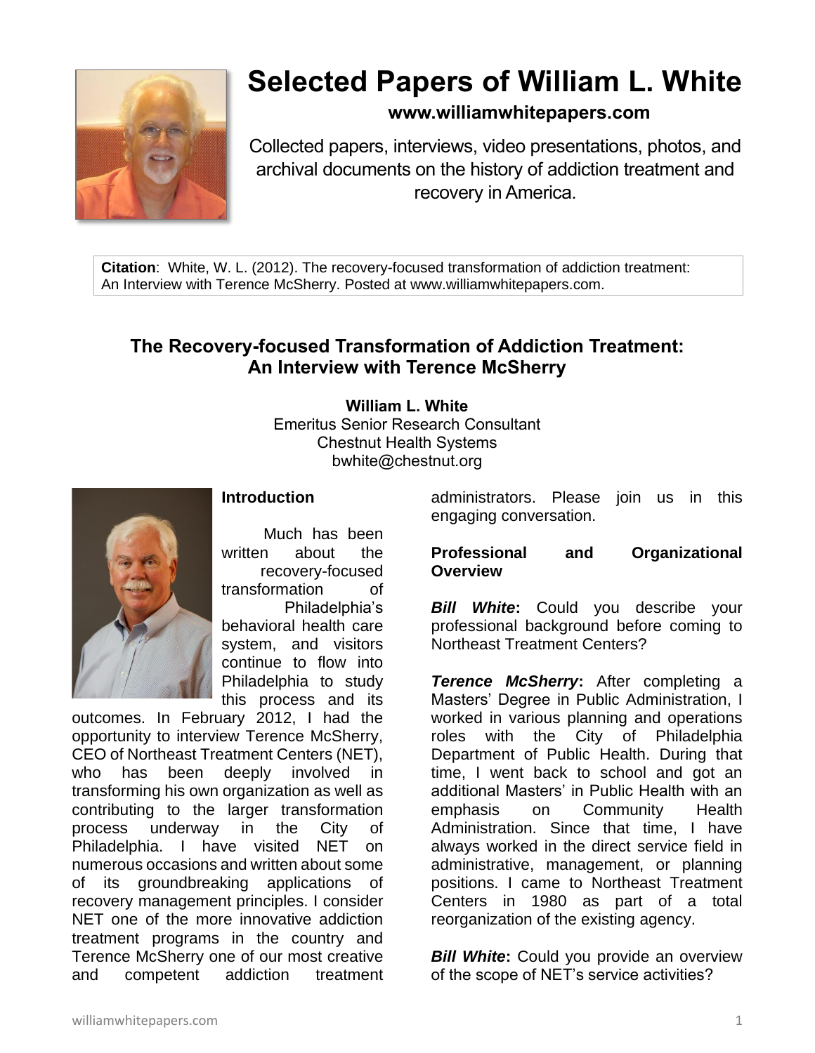# Selected Papers of William L. White

**www.williamwhitepapers.com**

Collected papers, interviews, video presentations, photos, and archival documents on the history of addiction treatment and recovery in America.

**Citation**: White, W. L. (2012). The recovery-focused transformation of addiction treatment: An Interview with Terence McSherry. Posted at www.williamwhitepapers.com.

## The Recovery-focused Transformation of Addiction Treatment: An Interview with Terence McSherry

**William L. White**
Emeritus Senior Research Consultant
Chestnut Health Systems
bwhite@chestnut.org

### Introduction

Much has been written about the recovery-focused transformation of Philadelphia's behavioral health care system, and visitors continue to flow into Philadelphia to study this process and its outcomes. In February 2012, I had the opportunity to interview Terence McSherry, CEO of Northeast Treatment Centers (NET), who has been deeply involved in transforming his own organization as well as contributing to the larger transformation process underway in the City of Philadelphia. I have visited NET on numerous occasions and written about some of its groundbreaking applications of recovery management principles. I consider NET one of the more innovative addiction treatment programs in the country and Terence McSherry one of our most creative and competent addiction treatment administrators. Please join us in this engaging conversation.

### Professional and Organizational Overview

***Bill White***: Could you describe your professional background before coming to Northeast Treatment Centers?

***Terence McSherry***: After completing a Masters' Degree in Public Administration, I worked in various planning and operations roles with the City of Philadelphia Department of Public Health. During that time, I went back to school and got an additional Masters' in Public Health with an emphasis on Community Health Administration. Since that time, I have always worked in the direct service field in administrative, management, or planning positions. I came to Northeast Treatment Centers in 1980 as part of a total reorganization of the existing agency.

***Bill White***: Could you provide an overview of the scope of NET's service activities?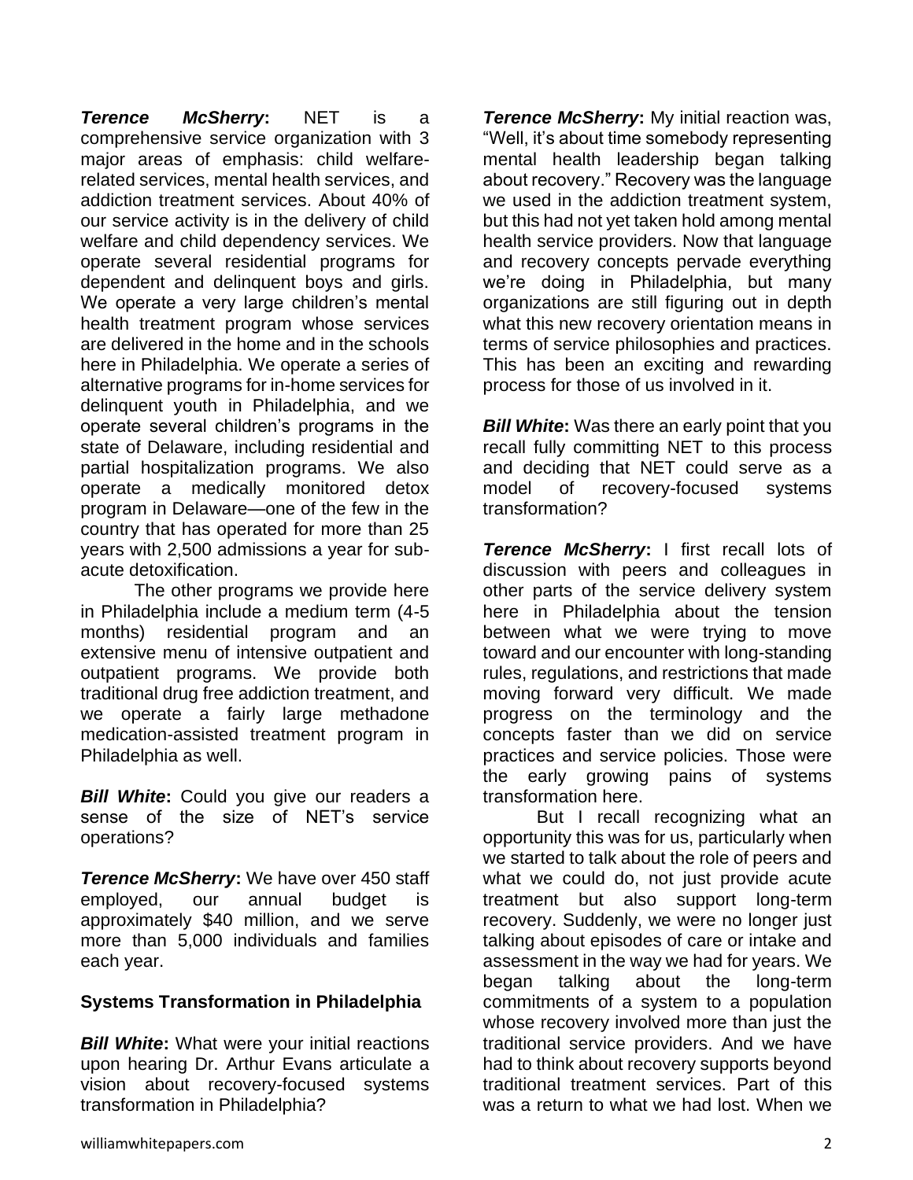***Terence McSherry*:** NET is a comprehensive service organization with 3 major areas of emphasis: child welfare-related services, mental health services, and addiction treatment services. About 40% of our service activity is in the delivery of child welfare and child dependency services. We operate several residential programs for dependent and delinquent boys and girls. We operate a very large children's mental health treatment program whose services are delivered in the home and in the schools here in Philadelphia. We operate a series of alternative programs for in-home services for delinquent youth in Philadelphia, and we operate several children's programs in the state of Delaware, including residential and partial hospitalization programs. We also operate a medically monitored detox program in Delaware—one of the few in the country that has operated for more than 25 years with 2,500 admissions a year for sub-acute detoxification.

The other programs we provide here in Philadelphia include a medium term (4-5 months) residential program and an extensive menu of intensive outpatient and outpatient programs. We provide both traditional drug free addiction treatment, and we operate a fairly large methadone medication-assisted treatment program in Philadelphia as well.

***Bill White*:** Could you give our readers a sense of the size of NET's service operations?

***Terence McSherry*:** We have over 450 staff employed, our annual budget is approximately $40 million, and we serve more than 5,000 individuals and families each year.

## Systems Transformation in Philadelphia

***Bill White*:** What were your initial reactions upon hearing Dr. Arthur Evans articulate a vision about recovery-focused systems transformation in Philadelphia?

***Terence McSherry*:** My initial reaction was, "Well, it's about time somebody representing mental health leadership began talking about recovery." Recovery was the language we used in the addiction treatment system, but this had not yet taken hold among mental health service providers. Now that language and recovery concepts pervade everything we're doing in Philadelphia, but many organizations are still figuring out in depth what this new recovery orientation means in terms of service philosophies and practices. This has been an exciting and rewarding process for those of us involved in it.

***Bill White*:** Was there an early point that you recall fully committing NET to this process and deciding that NET could serve as a model of recovery-focused systems transformation?

***Terence McSherry*:** I first recall lots of discussion with peers and colleagues in other parts of the service delivery system here in Philadelphia about the tension between what we were trying to move toward and our encounter with long-standing rules, regulations, and restrictions that made moving forward very difficult. We made progress on the terminology and the concepts faster than we did on service practices and service policies. Those were the early growing pains of systems transformation here.

But I recall recognizing what an opportunity this was for us, particularly when we started to talk about the role of peers and what we could do, not just provide acute treatment but also support long-term recovery. Suddenly, we were no longer just talking about episodes of care or intake and assessment in the way we had for years. We began talking about the long-term commitments of a system to a population whose recovery involved more than just the traditional service providers. And we have had to think about recovery supports beyond traditional treatment services. Part of this was a return to what we had lost. When we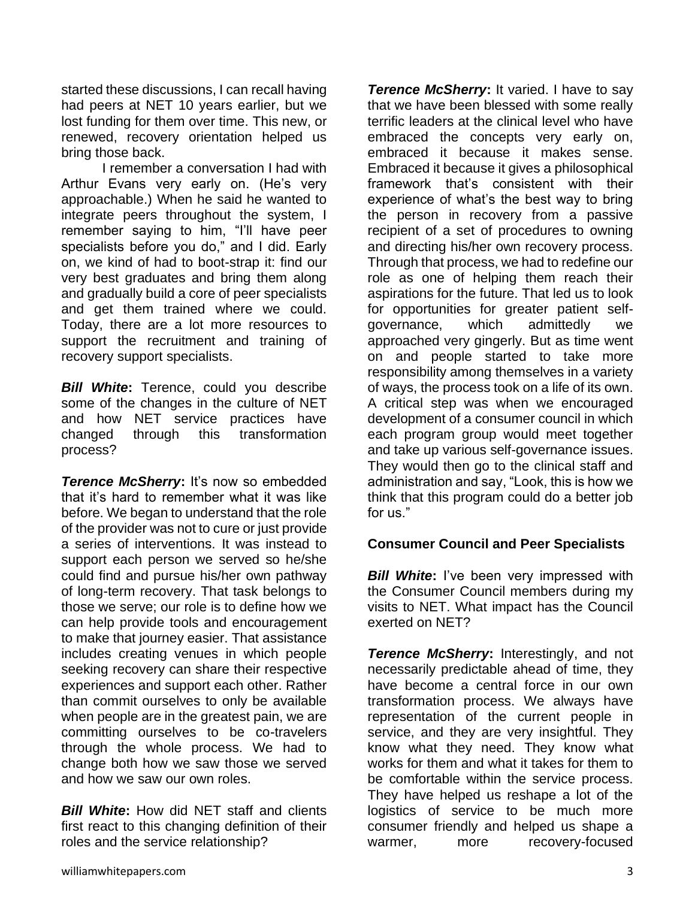started these discussions, I can recall having had peers at NET 10 years earlier, but we lost funding for them over time. This new, or renewed, recovery orientation helped us bring those back.

I remember a conversation I had with Arthur Evans very early on. (He's very approachable.) When he said he wanted to integrate peers throughout the system, I remember saying to him, "I'll have peer specialists before you do," and I did. Early on, we kind of had to boot-strap it: find our very best graduates and bring them along and gradually build a core of peer specialists and get them trained where we could. Today, there are a lot more resources to support the recruitment and training of recovery support specialists.

***Bill White*:** Terence, could you describe some of the changes in the culture of NET and how NET service practices have changed through this transformation process?

***Terence McSherry*:** It's now so embedded that it's hard to remember what it was like before. We began to understand that the role of the provider was not to cure or just provide a series of interventions. It was instead to support each person we served so he/she could find and pursue his/her own pathway of long-term recovery. That task belongs to those we serve; our role is to define how we can help provide tools and encouragement to make that journey easier. That assistance includes creating venues in which people seeking recovery can share their respective experiences and support each other. Rather than commit ourselves to only be available when people are in the greatest pain, we are committing ourselves to be co-travelers through the whole process. We had to change both how we saw those we served and how we saw our own roles.

***Bill White*:** How did NET staff and clients first react to this changing definition of their roles and the service relationship?

***Terence McSherry*:** It varied. I have to say that we have been blessed with some really terrific leaders at the clinical level who have embraced the concepts very early on, embraced it because it makes sense. Embraced it because it gives a philosophical framework that's consistent with their experience of what's the best way to bring the person in recovery from a passive recipient of a set of procedures to owning and directing his/her own recovery process. Through that process, we had to redefine our role as one of helping them reach their aspirations for the future. That led us to look for opportunities for greater patient self-governance, which admittedly we approached very gingerly. But as time went on and people started to take more responsibility among themselves in a variety of ways, the process took on a life of its own. A critical step was when we encouraged development of a consumer council in which each program group would meet together and take up various self-governance issues. They would then go to the clinical staff and administration and say, "Look, this is how we think that this program could do a better job for us."

**Consumer Council and Peer Specialists**

***Bill White*:** I've been very impressed with the Consumer Council members during my visits to NET. What impact has the Council exerted on NET?

***Terence McSherry*:** Interestingly, and not necessarily predictable ahead of time, they have become a central force in our own transformation process. We always have representation of the current people in service, and they are very insightful. They know what they need. They know what works for them and what it takes for them to be comfortable within the service process. They have helped us reshape a lot of the logistics of service to be much more consumer friendly and helped us shape a warmer, more recovery-focused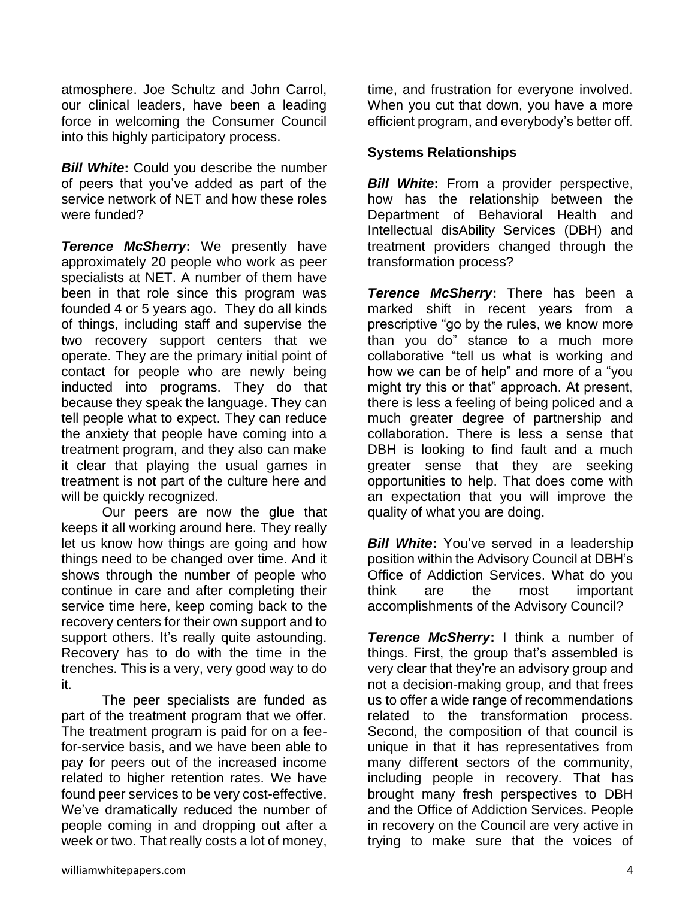atmosphere. Joe Schultz and John Carrol, our clinical leaders, have been a leading force in welcoming the Consumer Council into this highly participatory process.

***Bill White*:** Could you describe the number of peers that you've added as part of the service network of NET and how these roles were funded?

***Terence McSherry*:** We presently have approximately 20 people who work as peer specialists at NET. A number of them have been in that role since this program was founded 4 or 5 years ago. They do all kinds of things, including staff and supervise the two recovery support centers that we operate. They are the primary initial point of contact for people who are newly being inducted into programs. They do that because they speak the language. They can tell people what to expect. They can reduce the anxiety that people have coming into a treatment program, and they also can make it clear that playing the usual games in treatment is not part of the culture here and will be quickly recognized.

Our peers are now the glue that keeps it all working around here. They really let us know how things are going and how things need to be changed over time. And it shows through the number of people who continue in care and after completing their service time here, keep coming back to the recovery centers for their own support and to support others. It's really quite astounding. Recovery has to do with the time in the trenches. This is a very, very good way to do it.

The peer specialists are funded as part of the treatment program that we offer. The treatment program is paid for on a fee-for-service basis, and we have been able to pay for peers out of the increased income related to higher retention rates. We have found peer services to be very cost-effective. We've dramatically reduced the number of people coming in and dropping out after a week or two. That really costs a lot of money, time, and frustration for everyone involved. When you cut that down, you have a more efficient program, and everybody's better off.

**Systems Relationships**

***Bill White*:** From a provider perspective, how has the relationship between the Department of Behavioral Health and Intellectual disAbility Services (DBH) and treatment providers changed through the transformation process?

***Terence McSherry*:** There has been a marked shift in recent years from a prescriptive "go by the rules, we know more than you do" stance to a much more collaborative "tell us what is working and how we can be of help" and more of a "you might try this or that" approach. At present, there is less a feeling of being policed and a much greater degree of partnership and collaboration. There is less a sense that DBH is looking to find fault and a much greater sense that they are seeking opportunities to help. That does come with an expectation that you will improve the quality of what you are doing.

***Bill White*:** You've served in a leadership position within the Advisory Council at DBH's Office of Addiction Services. What do you think are the most important accomplishments of the Advisory Council?

***Terence McSherry*:** I think a number of things. First, the group that's assembled is very clear that they're an advisory group and not a decision-making group, and that frees us to offer a wide range of recommendations related to the transformation process. Second, the composition of that council is unique in that it has representatives from many different sectors of the community, including people in recovery. That has brought many fresh perspectives to DBH and the Office of Addiction Services. People in recovery on the Council are very active in trying to make sure that the voices of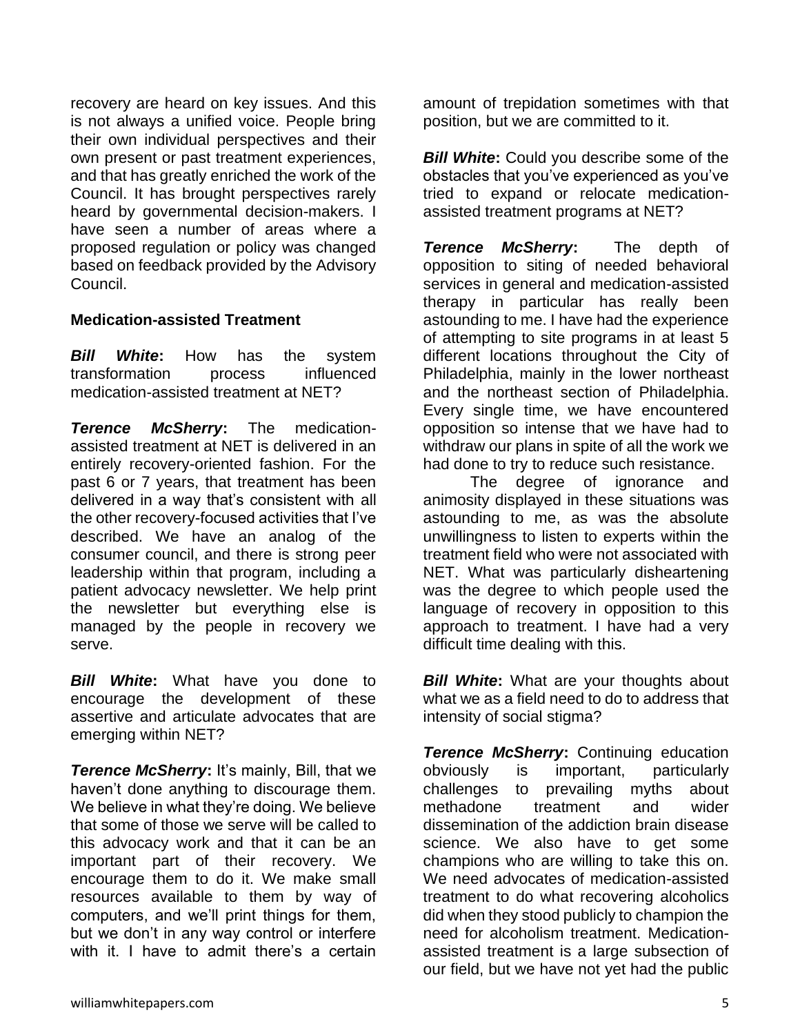recovery are heard on key issues. And this is not always a unified voice. People bring their own individual perspectives and their own present or past treatment experiences, and that has greatly enriched the work of the Council. It has brought perspectives rarely heard by governmental decision-makers. I have seen a number of areas where a proposed regulation or policy was changed based on feedback provided by the Advisory Council.

**Medication-assisted Treatment**

***Bill White*:** How has the system transformation process influenced medication-assisted treatment at NET?

***Terence McSherry*:** The medication-assisted treatment at NET is delivered in an entirely recovery-oriented fashion. For the past 6 or 7 years, that treatment has been delivered in a way that's consistent with all the other recovery-focused activities that I've described. We have an analog of the consumer council, and there is strong peer leadership within that program, including a patient advocacy newsletter. We help print the newsletter but everything else is managed by the people in recovery we serve.

***Bill White*:** What have you done to encourage the development of these assertive and articulate advocates that are emerging within NET?

***Terence McSherry*:** It's mainly, Bill, that we haven't done anything to discourage them. We believe in what they're doing. We believe that some of those we serve will be called to this advocacy work and that it can be an important part of their recovery. We encourage them to do it. We make small resources available to them by way of computers, and we'll print things for them, but we don't in any way control or interfere with it. I have to admit there's a certain amount of trepidation sometimes with that position, but we are committed to it.

***Bill White*:** Could you describe some of the obstacles that you've experienced as you've tried to expand or relocate medication-assisted treatment programs at NET?

***Terence McSherry*:** The depth of opposition to siting of needed behavioral services in general and medication-assisted therapy in particular has really been astounding to me. I have had the experience of attempting to site programs in at least 5 different locations throughout the City of Philadelphia, mainly in the lower northeast and the northeast section of Philadelphia. Every single time, we have encountered opposition so intense that we have had to withdraw our plans in spite of all the work we had done to try to reduce such resistance.

The degree of ignorance and animosity displayed in these situations was astounding to me, as was the absolute unwillingness to listen to experts within the treatment field who were not associated with NET. What was particularly disheartening was the degree to which people used the language of recovery in opposition to this approach to treatment. I have had a very difficult time dealing with this.

***Bill White*:** What are your thoughts about what we as a field need to do to address that intensity of social stigma?

***Terence McSherry*:** Continuing education obviously is important, particularly challenges to prevailing myths about methadone treatment and wider dissemination of the addiction brain disease science. We also have to get some champions who are willing to take this on. We need advocates of medication-assisted treatment to do what recovering alcoholics did when they stood publicly to champion the need for alcoholism treatment. Medication-assisted treatment is a large subsection of our field, but we have not yet had the public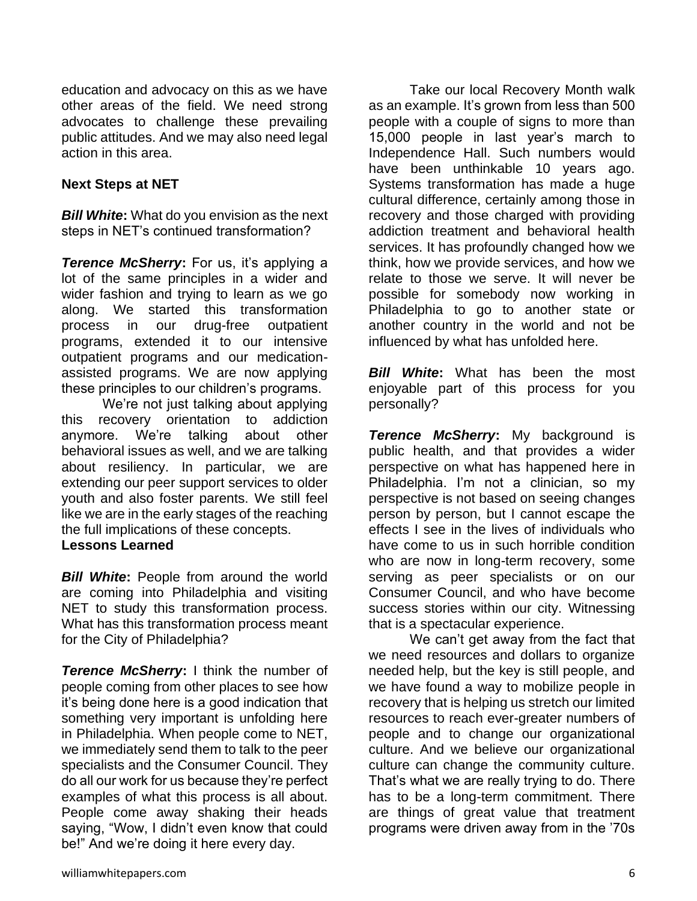education and advocacy on this as we have other areas of the field. We need strong advocates to challenge these prevailing public attitudes. And we may also need legal action in this area.

**Next Steps at NET**

***Bill White*:** What do you envision as the next steps in NET's continued transformation?

***Terence McSherry*:** For us, it's applying a lot of the same principles in a wider and wider fashion and trying to learn as we go along. We started this transformation process in our drug-free outpatient programs, extended it to our intensive outpatient programs and our medication-assisted programs. We are now applying these principles to our children's programs.

We're not just talking about applying this recovery orientation to addiction anymore. We're talking about other behavioral issues as well, and we are talking about resiliency. In particular, we are extending our peer support services to older youth and also foster parents. We still feel like we are in the early stages of the reaching the full implications of these concepts.

**Lessons Learned**

***Bill White*:** People from around the world are coming into Philadelphia and visiting NET to study this transformation process. What has this transformation process meant for the City of Philadelphia?

***Terence McSherry*:** I think the number of people coming from other places to see how it's being done here is a good indication that something very important is unfolding here in Philadelphia. When people come to NET, we immediately send them to talk to the peer specialists and the Consumer Council. They do all our work for us because they're perfect examples of what this process is all about. People come away shaking their heads saying, "Wow, I didn't even know that could be!" And we're doing it here every day.

Take our local Recovery Month walk as an example. It's grown from less than 500 people with a couple of signs to more than 15,000 people in last year's march to Independence Hall. Such numbers would have been unthinkable 10 years ago. Systems transformation has made a huge cultural difference, certainly among those in recovery and those charged with providing addiction treatment and behavioral health services. It has profoundly changed how we think, how we provide services, and how we relate to those we serve. It will never be possible for somebody now working in Philadelphia to go to another state or another country in the world and not be influenced by what has unfolded here.

***Bill White*:** What has been the most enjoyable part of this process for you personally?

***Terence McSherry*:** My background is public health, and that provides a wider perspective on what has happened here in Philadelphia. I'm not a clinician, so my perspective is not based on seeing changes person by person, but I cannot escape the effects I see in the lives of individuals who have come to us in such horrible condition who are now in long-term recovery, some serving as peer specialists or on our Consumer Council, and who have become success stories within our city. Witnessing that is a spectacular experience.

We can't get away from the fact that we need resources and dollars to organize needed help, but the key is still people, and we have found a way to mobilize people in recovery that is helping us stretch our limited resources to reach ever-greater numbers of people and to change our organizational culture. And we believe our organizational culture can change the community culture. That's what we are really trying to do. There has to be a long-term commitment. There are things of great value that treatment programs were driven away from in the '70s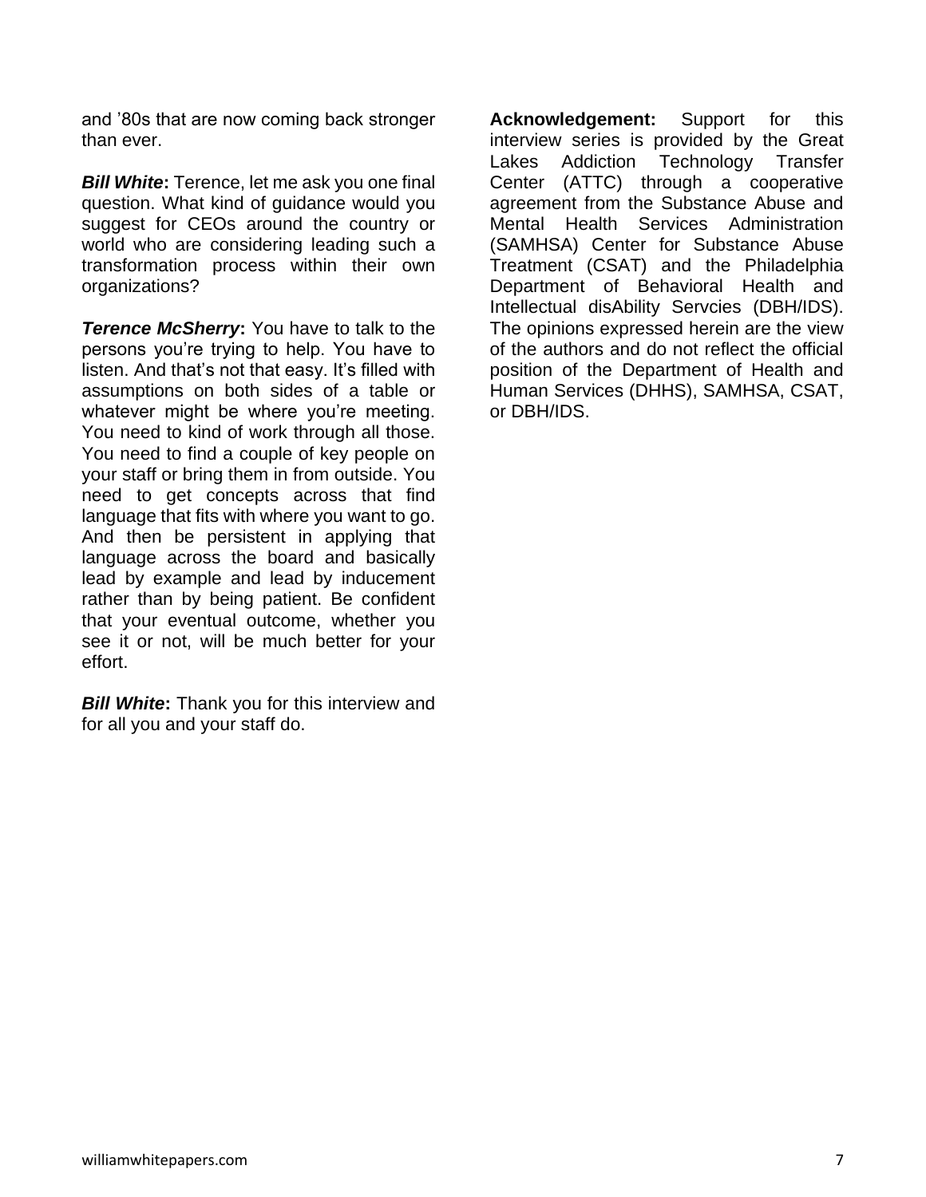and ’80s that are now coming back stronger than ever.

***Bill White*:** Terence, let me ask you one final question. What kind of guidance would you suggest for CEOs around the country or world who are considering leading such a transformation process within their own organizations?

***Terence McSherry*:** You have to talk to the persons you’re trying to help. You have to listen. And that’s not that easy. It’s filled with assumptions on both sides of a table or whatever might be where you’re meeting. You need to kind of work through all those. You need to find a couple of key people on your staff or bring them in from outside. You need to get concepts across that find language that fits with where you want to go. And then be persistent in applying that language across the board and basically lead by example and lead by inducement rather than by being patient. Be confident that your eventual outcome, whether you see it or not, will be much better for your effort.

***Bill White*:** Thank you for this interview and for all you and your staff do.

**Acknowledgement:** Support for this interview series is provided by the Great Lakes Addiction Technology Transfer Center (ATTC) through a cooperative agreement from the Substance Abuse and Mental Health Services Administration (SAMHSA) Center for Substance Abuse Treatment (CSAT) and the Philadelphia Department of Behavioral Health and Intellectual disAbility Servcies (DBH/IDS). The opinions expressed herein are the view of the authors and do not reflect the official position of the Department of Health and Human Services (DHHS), SAMHSA, CSAT, or DBH/IDS.